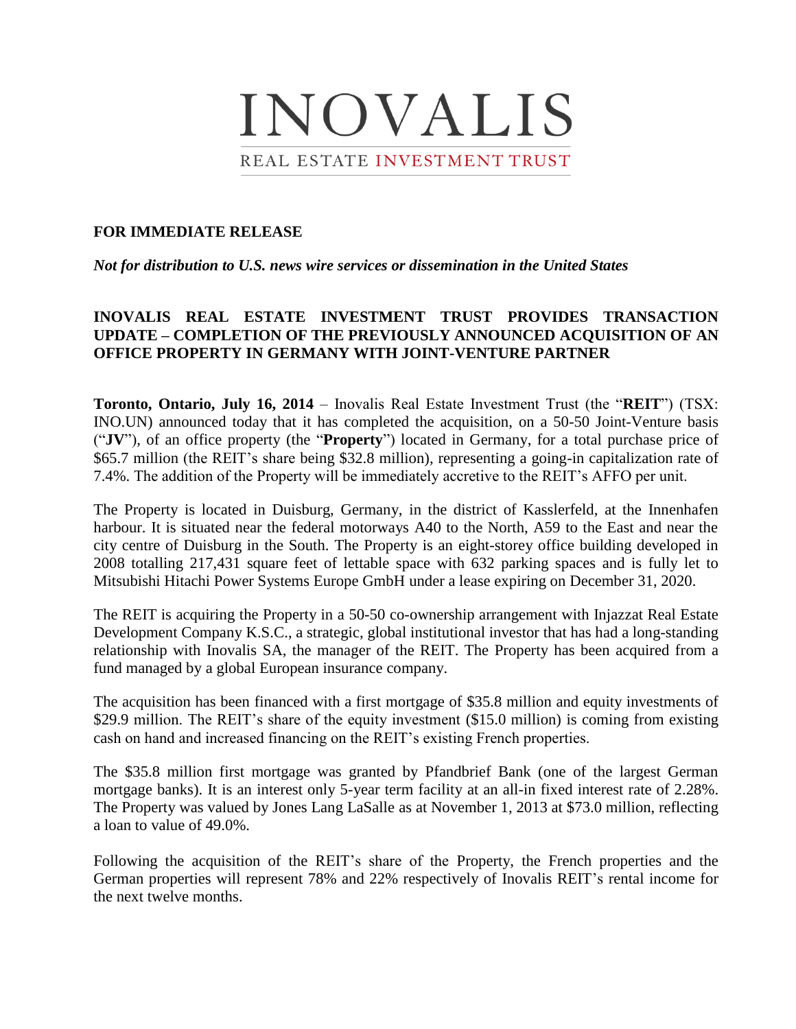# INOVALIS

REAL ESTATE INVESTMENT TRUST

**FOR IMMEDIATE RELEASE**

***Not for distribution to U.S. news wire services or dissemination in the United States***

## INOVALIS REAL ESTATE INVESTMENT TRUST PROVIDES TRANSACTION UPDATE – COMPLETION OF THE PREVIOUSLY ANNOUNCED ACQUISITION OF AN OFFICE PROPERTY IN GERMANY WITH JOINT-VENTURE PARTNER

**Toronto, Ontario, July 16, 2014** – Inovalis Real Estate Investment Trust (the "**REIT**") (TSX: INO.UN) announced today that it has completed the acquisition, on a 50-50 Joint-Venture basis ("**JV**"), of an office property (the "**Property**") located in Germany, for a total purchase price of \$65.7 million (the REIT's share being \$32.8 million), representing a going-in capitalization rate of 7.4%. The addition of the Property will be immediately accretive to the REIT's AFFO per unit.

The Property is located in Duisburg, Germany, in the district of Kasslerfeld, at the Innenhafen harbour. It is situated near the federal motorways A40 to the North, A59 to the East and near the city centre of Duisburg in the South. The Property is an eight-storey office building developed in 2008 totalling 217,431 square feet of lettable space with 632 parking spaces and is fully let to Mitsubishi Hitachi Power Systems Europe GmbH under a lease expiring on December 31, 2020.

The REIT is acquiring the Property in a 50-50 co-ownership arrangement with Injazzat Real Estate Development Company K.S.C., a strategic, global institutional investor that has had a long-standing relationship with Inovalis SA, the manager of the REIT. The Property has been acquired from a fund managed by a global European insurance company.

The acquisition has been financed with a first mortgage of \$35.8 million and equity investments of \$29.9 million. The REIT's share of the equity investment (\$15.0 million) is coming from existing cash on hand and increased financing on the REIT's existing French properties.

The \$35.8 million first mortgage was granted by Pfandbrief Bank (one of the largest German mortgage banks). It is an interest only 5-year term facility at an all-in fixed interest rate of 2.28%. The Property was valued by Jones Lang LaSalle as at November 1, 2013 at \$73.0 million, reflecting a loan to value of 49.0%.

Following the acquisition of the REIT's share of the Property, the French properties and the German properties will represent 78% and 22% respectively of Inovalis REIT's rental income for the next twelve months.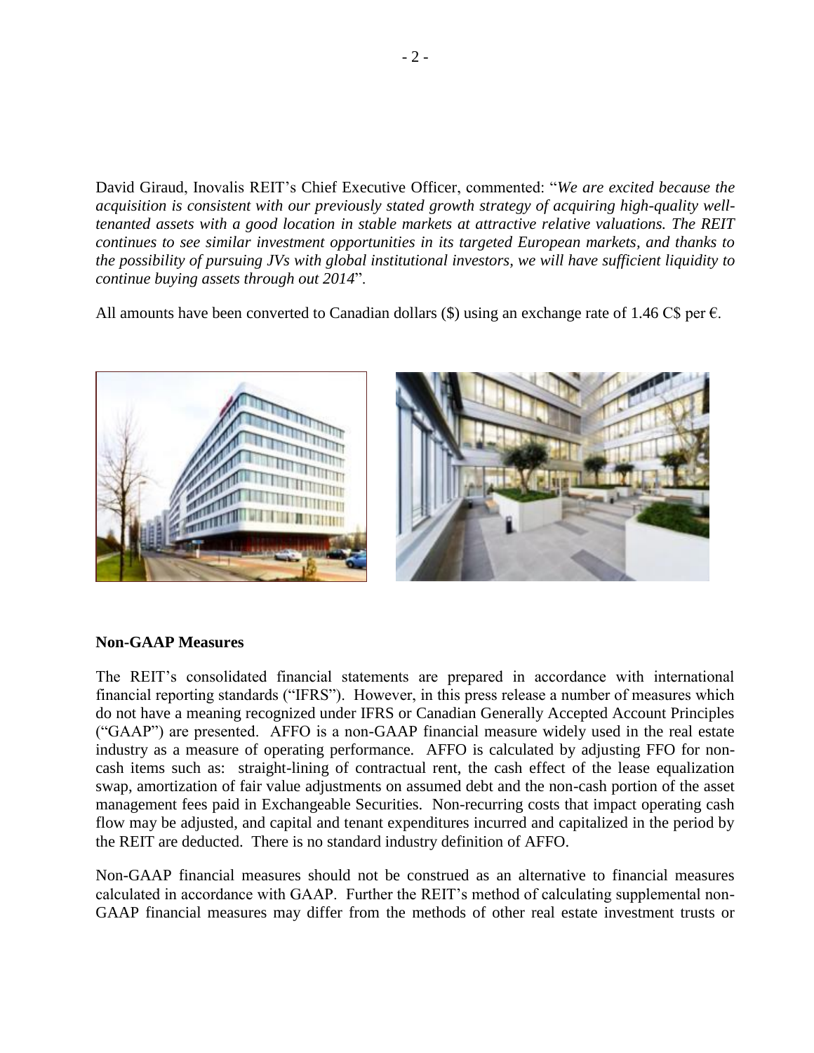David Giraud, Inovalis REIT's Chief Executive Officer, commented: "*We are excited because the acquisition is consistent with our previously stated growth strategy of acquiring high-quality well-tenanted assets with a good location in stable markets at attractive relative valuations. The REIT continues to see similar investment opportunities in its targeted European markets, and thanks to the possibility of pursuing JVs with global institutional investors, we will have sufficient liquidity to continue buying assets through out 2014*".

All amounts have been converted to Canadian dollars ($) using an exchange rate of 1.46 C$ per €.

**Non-GAAP Measures**

The REIT's consolidated financial statements are prepared in accordance with international financial reporting standards ("IFRS"). However, in this press release a number of measures which do not have a meaning recognized under IFRS or Canadian Generally Accepted Account Principles ("GAAP") are presented. AFFO is a non-GAAP financial measure widely used in the real estate industry as a measure of operating performance. AFFO is calculated by adjusting FFO for non-cash items such as: straight-lining of contractual rent, the cash effect of the lease equalization swap, amortization of fair value adjustments on assumed debt and the non-cash portion of the asset management fees paid in Exchangeable Securities. Non-recurring costs that impact operating cash flow may be adjusted, and capital and tenant expenditures incurred and capitalized in the period by the REIT are deducted. There is no standard industry definition of AFFO.

Non-GAAP financial measures should not be construed as an alternative to financial measures calculated in accordance with GAAP. Further the REIT's method of calculating supplemental non-GAAP financial measures may differ from the methods of other real estate investment trusts or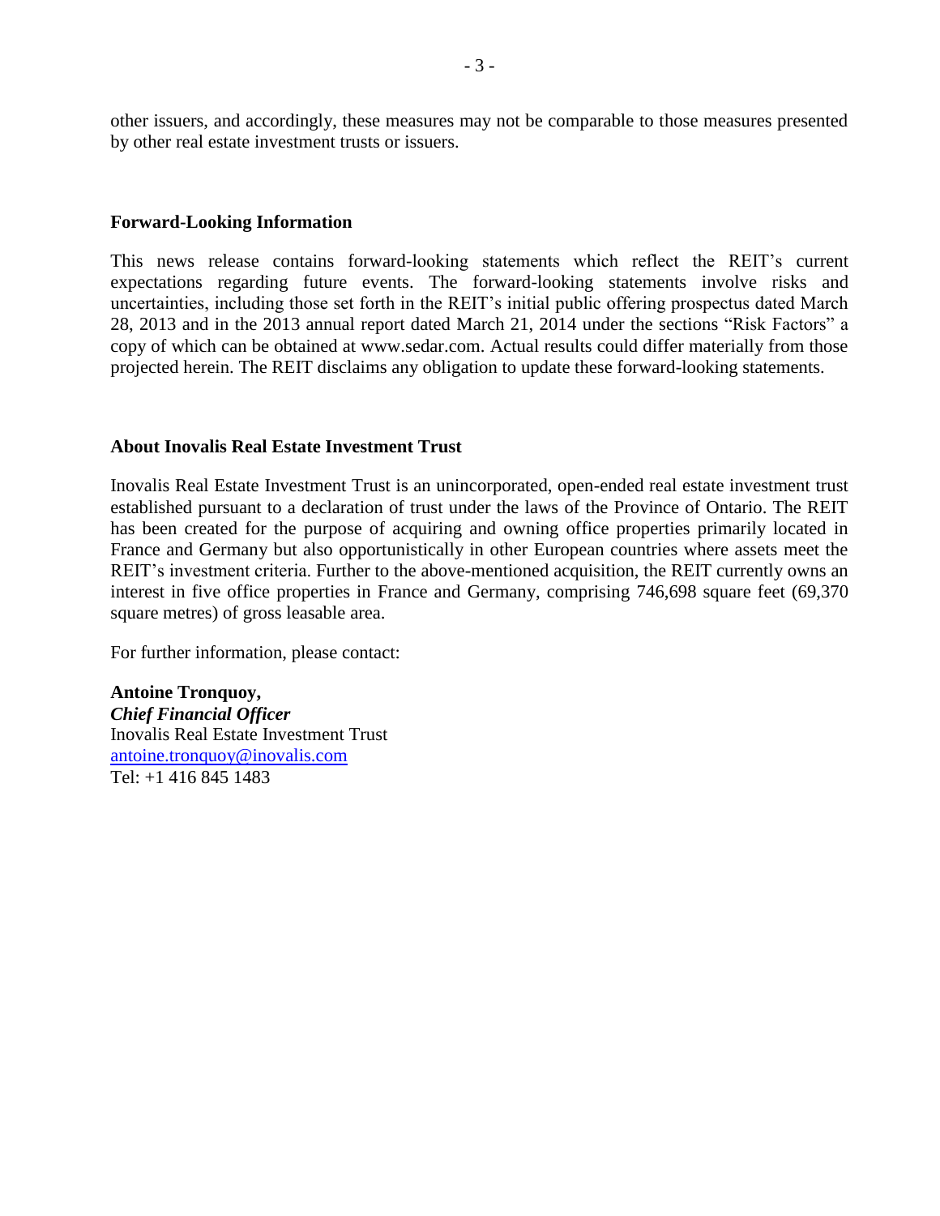other issuers, and accordingly, these measures may not be comparable to those measures presented by other real estate investment trusts or issuers.

**Forward-Looking Information**

This news release contains forward-looking statements which reflect the REIT's current expectations regarding future events. The forward-looking statements involve risks and uncertainties, including those set forth in the REIT's initial public offering prospectus dated March 28, 2013 and in the 2013 annual report dated March 21, 2014 under the sections "Risk Factors" a copy of which can be obtained at www.sedar.com. Actual results could differ materially from those projected herein. The REIT disclaims any obligation to update these forward-looking statements.

**About Inovalis Real Estate Investment Trust**

Inovalis Real Estate Investment Trust is an unincorporated, open-ended real estate investment trust established pursuant to a declaration of trust under the laws of the Province of Ontario. The REIT has been created for the purpose of acquiring and owning office properties primarily located in France and Germany but also opportunistically in other European countries where assets meet the REIT's investment criteria. Further to the above-mentioned acquisition, the REIT currently owns an interest in five office properties in France and Germany, comprising 746,698 square feet (69,370 square metres) of gross leasable area.

For further information, please contact:

**Antoine Tronquoy,**
***Chief Financial Officer***
Inovalis Real Estate Investment Trust
antoine.tronquoy@inovalis.com
Tel: +1 416 845 1483